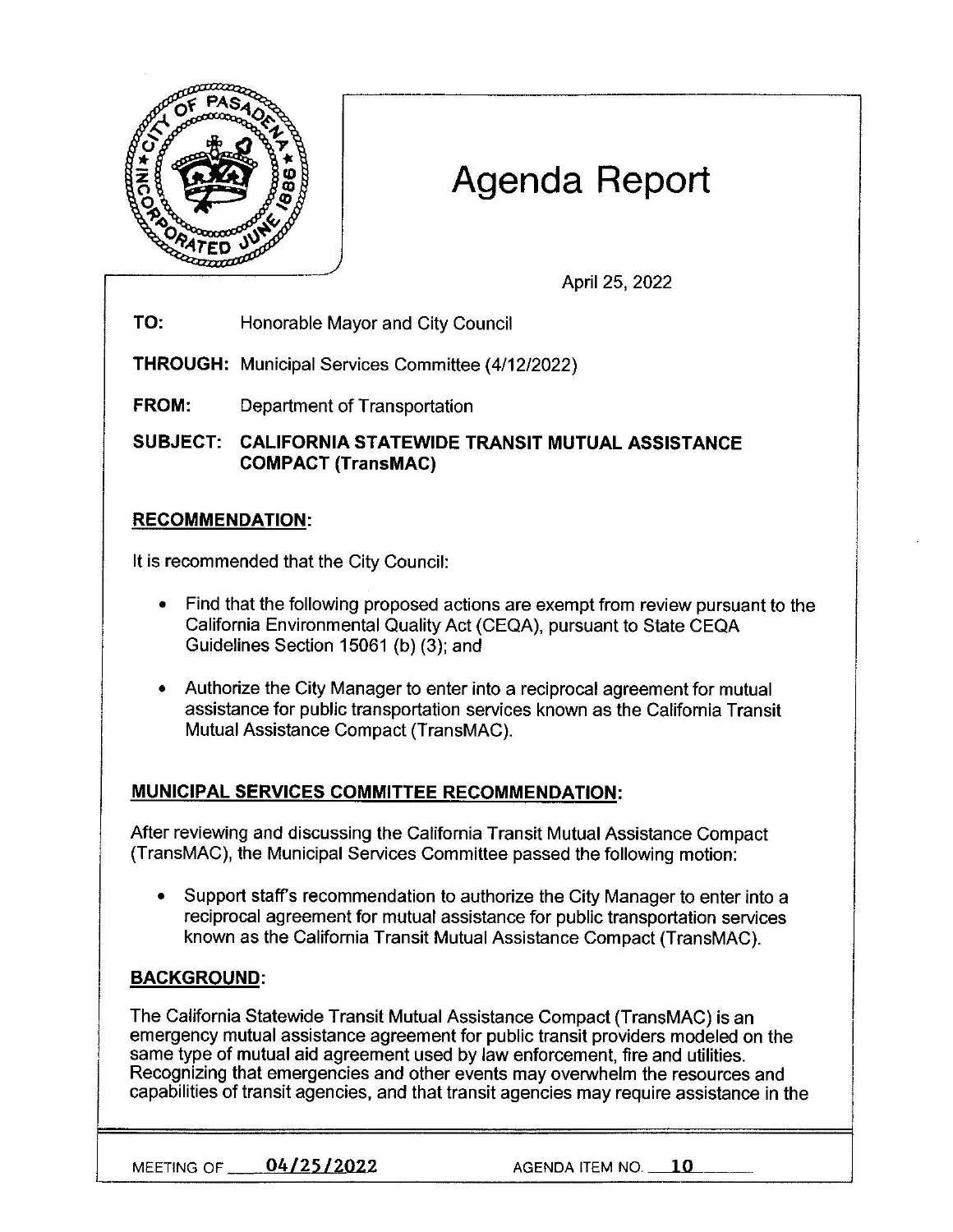# Agenda Report

April 25, 2022

**TO:** Honorable Mayor and City Council

**THROUGH:** Municipal Services Committee (4/12/2022)

**FROM:** Department of Transportation

**SUBJECT: CALIFORNIA STATEWIDE TRANSIT MUTUAL ASSISTANCE COMPACT (TransMAC)**

## RECOMMENDATION:

It is recommended that the City Council:

- Find that the following proposed actions are exempt from review pursuant to the California Environmental Quality Act (CEQA), pursuant to State CEQA Guidelines Section 15061 (b) (3); and
- Authorize the City Manager to enter into a reciprocal agreement for mutual assistance for public transportation services known as the California Transit Mutual Assistance Compact (TransMAC).

## MUNICIPAL SERVICES COMMITTEE RECOMMENDATION:

After reviewing and discussing the California Transit Mutual Assistance Compact (TransMAC), the Municipal Services Committee passed the following motion:

- Support staff's recommendation to authorize the City Manager to enter into a reciprocal agreement for mutual assistance for public transportation services known as the California Transit Mutual Assistance Compact (TransMAC).

## BACKGROUND:

The California Statewide Transit Mutual Assistance Compact (TransMAC) is an emergency mutual assistance agreement for public transit providers modeled on the same type of mutual aid agreement used by law enforcement, fire and utilities. Recognizing that emergencies and other events may overwhelm the resources and capabilities of transit agencies, and that transit agencies may require assistance in the

MEETING OF 04/25/2022 AGENDA ITEM NO. 10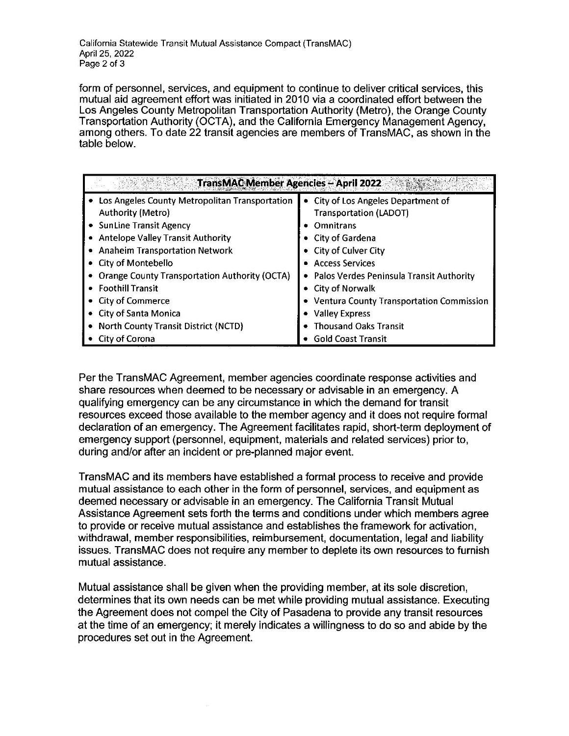form of personnel, services, and equipment to continue to deliver critical services, this mutual aid agreement effort was initiated in 2010 via a coordinated effort between the Los Angeles County Metropolitan Transportation Authority (Metro), the Orange County Transportation Authority (OCTA), and the California Emergency Management Agency, among others. To date 22 transit agencies are members of TransMAC, as shown in the table below.

| TransMAC Member Agencies – April 2022 | |
|---|---|
| • Los Angeles County Metropolitan Transportation Authority (Metro) | • City of Los Angeles Department of Transportation (LADOT) |
| • SunLine Transit Agency | • Omnitrans |
| • Antelope Valley Transit Authority | • City of Gardena |
| • Anaheim Transportation Network | • City of Culver City |
| • City of Montebello | • Access Services |
| • Orange County Transportation Authority (OCTA) | • Palos Verdes Peninsula Transit Authority |
| • Foothill Transit | • City of Norwalk |
| • City of Commerce | • Ventura County Transportation Commission |
| • City of Santa Monica | • Valley Express |
| • North County Transit District (NCTD) | • Thousand Oaks Transit |
| • City of Corona | • Gold Coast Transit |

Per the TransMAC Agreement, member agencies coordinate response activities and share resources when deemed to be necessary or advisable in an emergency. A qualifying emergency can be any circumstance in which the demand for transit resources exceed those available to the member agency and it does not require formal declaration of an emergency. The Agreement facilitates rapid, short-term deployment of emergency support (personnel, equipment, materials and related services) prior to, during and/or after an incident or pre-planned major event.

TransMAC and its members have established a formal process to receive and provide mutual assistance to each other in the form of personnel, services, and equipment as deemed necessary or advisable in an emergency. The California Transit Mutual Assistance Agreement sets forth the terms and conditions under which members agree to provide or receive mutual assistance and establishes the framework for activation, withdrawal, member responsibilities, reimbursement, documentation, legal and liability issues. TransMAC does not require any member to deplete its own resources to furnish mutual assistance.

Mutual assistance shall be given when the providing member, at its sole discretion, determines that its own needs can be met while providing mutual assistance. Executing the Agreement does not compel the City of Pasadena to provide any transit resources at the time of an emergency; it merely indicates a willingness to do so and abide by the procedures set out in the Agreement.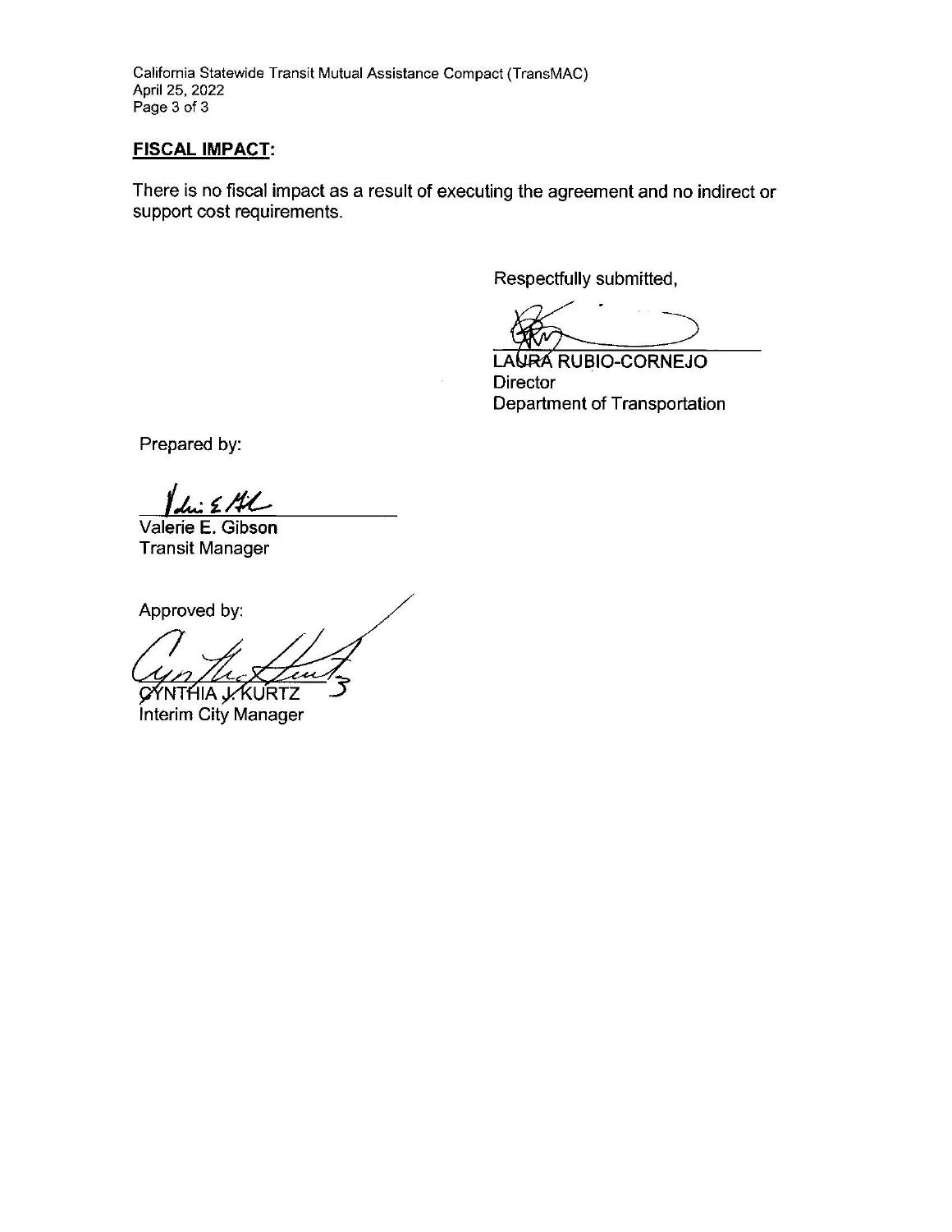**FISCAL IMPACT:**

There is no fiscal impact as a result of executing the agreement and no indirect or support cost requirements.

Respectfully submitted,

LAURA RUBIO-CORNEJO
Director
Department of Transportation

Prepared by:

Valerie E. Gibson
Transit Manager

Approved by:

CYNTHIA J. KURTZ
Interim City Manager